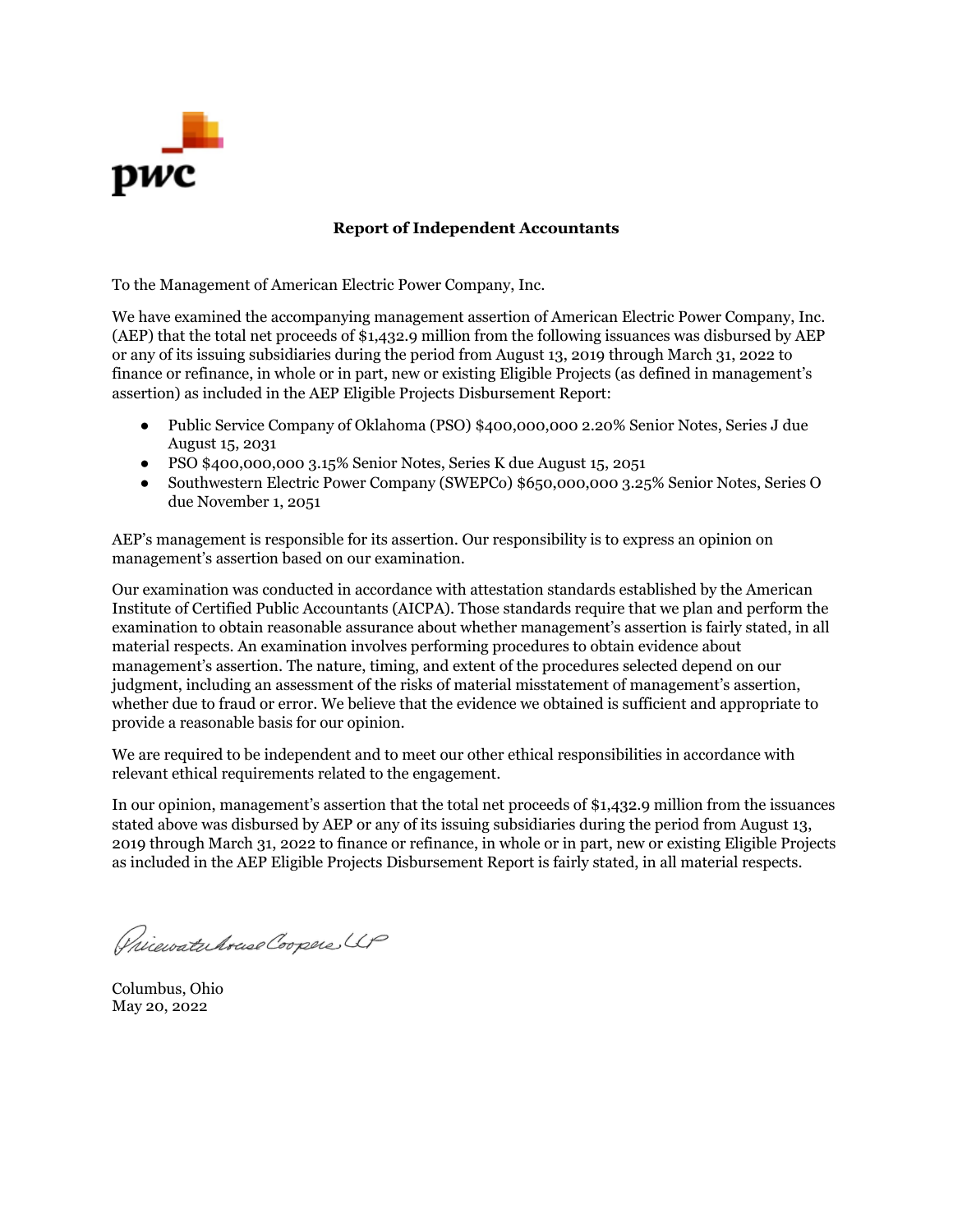## Report of Independent Accountants

To the Management of American Electric Power Company, Inc.

We have examined the accompanying management assertion of American Electric Power Company, Inc. (AEP) that the total net proceeds of $1,432.9 million from the following issuances was disbursed by AEP or any of its issuing subsidiaries during the period from August 13, 2019 through March 31, 2022 to finance or refinance, in whole or in part, new or existing Eligible Projects (as defined in management's assertion) as included in the AEP Eligible Projects Disbursement Report:

- Public Service Company of Oklahoma (PSO) $400,000,000 2.20% Senior Notes, Series J due August 15, 2031
- PSO $400,000,000 3.15% Senior Notes, Series K due August 15, 2051
- Southwestern Electric Power Company (SWEPCo) $650,000,000 3.25% Senior Notes, Series O due November 1, 2051

AEP's management is responsible for its assertion. Our responsibility is to express an opinion on management's assertion based on our examination.

Our examination was conducted in accordance with attestation standards established by the American Institute of Certified Public Accountants (AICPA). Those standards require that we plan and perform the examination to obtain reasonable assurance about whether management's assertion is fairly stated, in all material respects. An examination involves performing procedures to obtain evidence about management's assertion. The nature, timing, and extent of the procedures selected depend on our judgment, including an assessment of the risks of material misstatement of management's assertion, whether due to fraud or error. We believe that the evidence we obtained is sufficient and appropriate to provide a reasonable basis for our opinion.

We are required to be independent and to meet our other ethical responsibilities in accordance with relevant ethical requirements related to the engagement.

In our opinion, management's assertion that the total net proceeds of $1,432.9 million from the issuances stated above was disbursed by AEP or any of its issuing subsidiaries during the period from August 13, 2019 through March 31, 2022 to finance or refinance, in whole or in part, new or existing Eligible Projects as included in the AEP Eligible Projects Disbursement Report is fairly stated, in all material respects.

PricewaterhouseCoopers LLP

Columbus, Ohio
May 20, 2022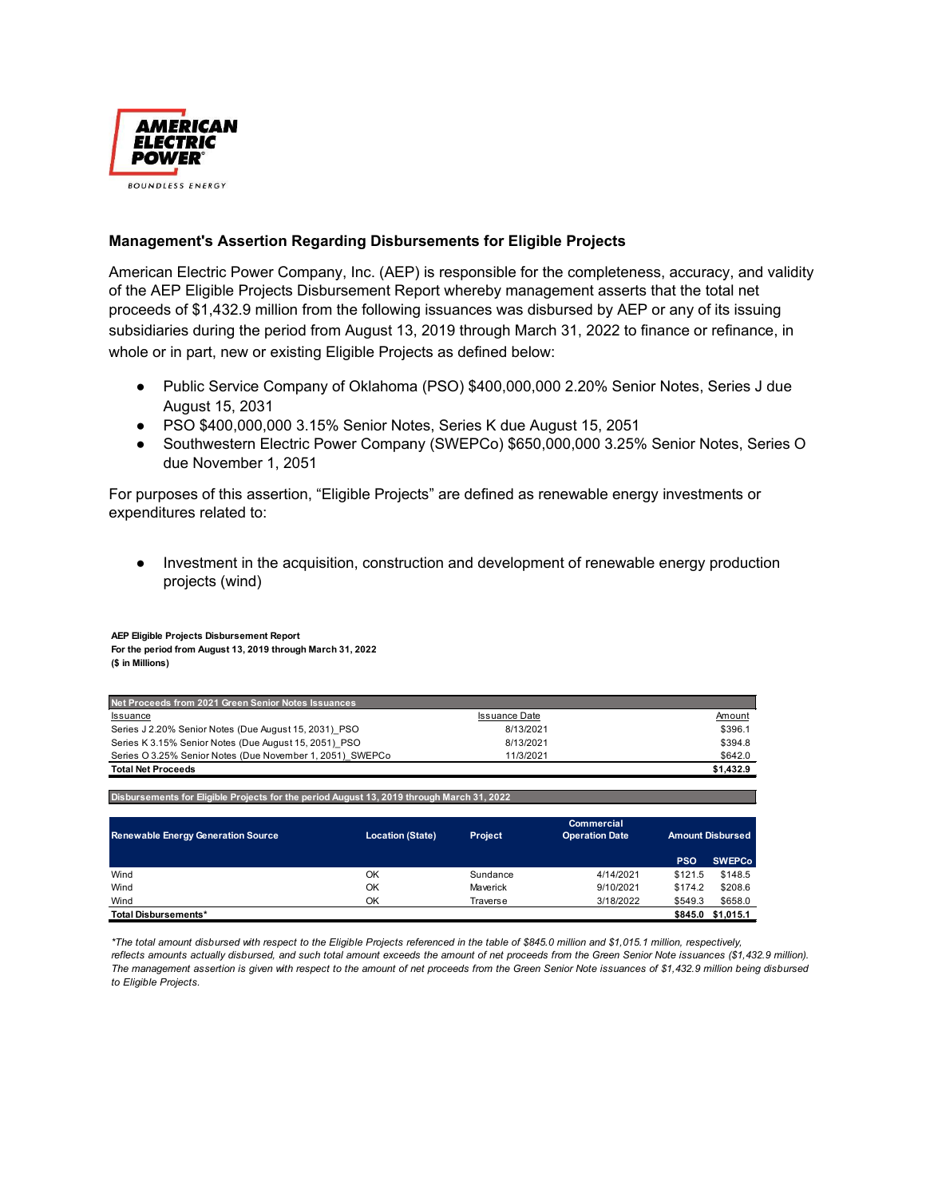AMERICAN ELECTRIC POWER

BOUNDLESS ENERGY

## Management's Assertion Regarding Disbursements for Eligible Projects

American Electric Power Company, Inc. (AEP) is responsible for the completeness, accuracy, and validity of the AEP Eligible Projects Disbursement Report whereby management asserts that the total net proceeds of $1,432.9 million from the following issuances was disbursed by AEP or any of its issuing subsidiaries during the period from August 13, 2019 through March 31, 2022 to finance or refinance, in whole or in part, new or existing Eligible Projects as defined below:

- Public Service Company of Oklahoma (PSO) $400,000,000 2.20% Senior Notes, Series J due August 15, 2031
- PSO $400,000,000 3.15% Senior Notes, Series K due August 15, 2051
- Southwestern Electric Power Company (SWEPCo) $650,000,000 3.25% Senior Notes, Series O due November 1, 2051

For purposes of this assertion, "Eligible Projects" are defined as renewable energy investments or expenditures related to:

- Investment in the acquisition, construction and development of renewable energy production projects (wind)

**AEP Eligible Projects Disbursement Report**
**For the period from August 13, 2019 through March 31, 2022**
**($ in Millions)**

| Net Proceeds from 2021 Green Senior Notes Issuances | | |
|---|---|---|
| Issuance | Issuance Date | Amount |
| Series J 2.20% Senior Notes (Due August 15, 2031)_PSO | 8/13/2021 | $396.1 |
| Series K 3.15% Senior Notes (Due August 15, 2051)_PSO | 8/13/2021 | $394.8 |
| Series O 3.25% Senior Notes (Due November 1, 2051)_SWEPCo | 11/3/2021 | $642.0 |
| **Total Net Proceeds** | | **$1,432.9** |

**Disbursements for Eligible Projects for the period August 13, 2019 through March 31, 2022**

| Renewable Energy Generation Source | Location (State) | Project | Commercial Operation Date | Amount Disbursed | |
|---|---|---|---|---|---|
| | | | | PSO | SWEPCo |
| Wind | OK | Sundance | 4/14/2021 | $121.5 | $148.5 |
| Wind | OK | Maverick | 9/10/2021 | $174.2 | $208.6 |
| Wind | OK | Traverse | 3/18/2022 | $549.3 | $658.0 |
| **Total Disbursements*** | | | | **$845.0** | **$1,015.1** |

*\*The total amount disbursed with respect to the Eligible Projects referenced in the table of $845.0 million and $1,015.1 million, respectively, reflects amounts actually disbursed, and such total amount exceeds the amount of net proceeds from the Green Senior Note issuances ($1,432.9 million). The management assertion is given with respect to the amount of net proceeds from the Green Senior Note issuances of $1,432.9 million being disbursed to Eligible Projects.*